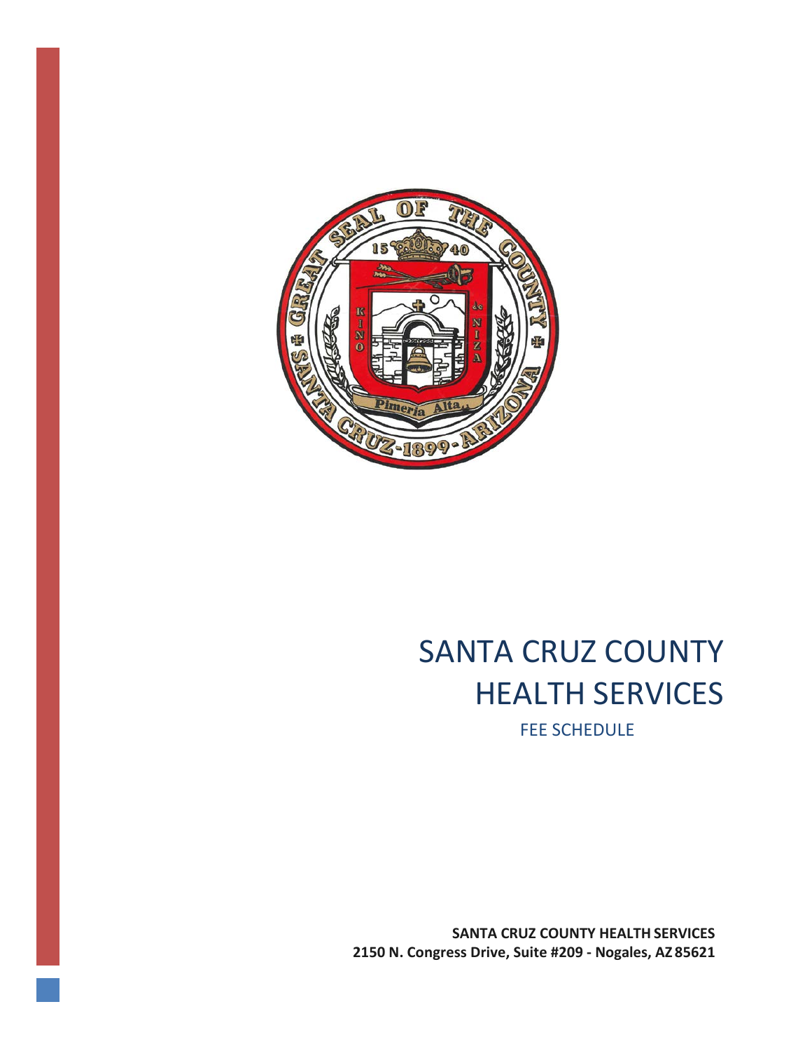# SANTA CRUZ COUNTY HEALTH SERVICES

FEE SCHEDULE

**SANTA CRUZ COUNTY HEALTH SERVICES**
**2150 N. Congress Drive, Suite #209 - Nogales, AZ 85621**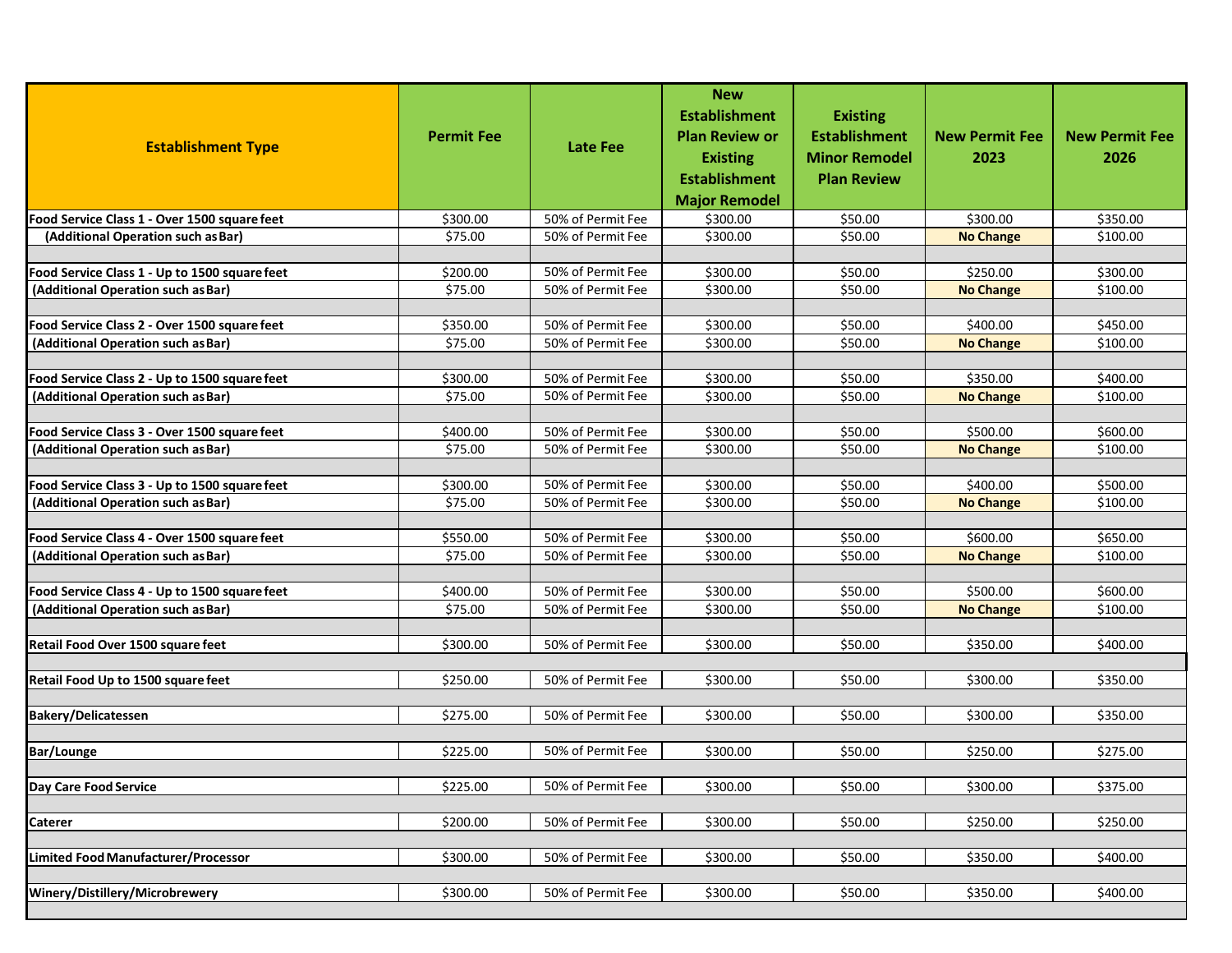| Establishment Type | Permit Fee | Late Fee | New Establishment Plan Review or Existing Establishment Major Remodel | Existing Establishment Minor Remodel Plan Review | New Permit Fee 2023 | New Permit Fee 2026 |
|---|---|---|---|---|---|---|
| **Food Service Class 1 - Over 1500 square feet** | $300.00 | 50% of Permit Fee | $300.00 | $50.00 | $300.00 | $350.00 |
| **(Additional Operation such as Bar)** | $75.00 | 50% of Permit Fee | $300.00 | $50.00 | **No Change** | $100.00 |
| | | | | | | |
| **Food Service Class 1 - Up to 1500 square feet** | $200.00 | 50% of Permit Fee | $300.00 | $50.00 | $250.00 | $300.00 |
| **(Additional Operation such as Bar)** | $75.00 | 50% of Permit Fee | $300.00 | $50.00 | **No Change** | $100.00 |
| | | | | | | |
| **Food Service Class 2 - Over 1500 square feet** | $350.00 | 50% of Permit Fee | $300.00 | $50.00 | $400.00 | $450.00 |
| **(Additional Operation such as Bar)** | $75.00 | 50% of Permit Fee | $300.00 | $50.00 | **No Change** | $100.00 |
| | | | | | | |
| **Food Service Class 2 - Up to 1500 square feet** | $300.00 | 50% of Permit Fee | $300.00 | $50.00 | $350.00 | $400.00 |
| **(Additional Operation such as Bar)** | $75.00 | 50% of Permit Fee | $300.00 | $50.00 | **No Change** | $100.00 |
| | | | | | | |
| **Food Service Class 3 - Over 1500 square feet** | $400.00 | 50% of Permit Fee | $300.00 | $50.00 | $500.00 | $600.00 |
| **(Additional Operation such as Bar)** | $75.00 | 50% of Permit Fee | $300.00 | $50.00 | **No Change** | $100.00 |
| | | | | | | |
| **Food Service Class 3 - Up to 1500 square feet** | $300.00 | 50% of Permit Fee | $300.00 | $50.00 | $400.00 | $500.00 |
| **(Additional Operation such as Bar)** | $75.00 | 50% of Permit Fee | $300.00 | $50.00 | **No Change** | $100.00 |
| | | | | | | |
| **Food Service Class 4 - Over 1500 square feet** | $550.00 | 50% of Permit Fee | $300.00 | $50.00 | $600.00 | $650.00 |
| **(Additional Operation such as Bar)** | $75.00 | 50% of Permit Fee | $300.00 | $50.00 | **No Change** | $100.00 |
| | | | | | | |
| **Food Service Class 4 - Up to 1500 square feet** | $400.00 | 50% of Permit Fee | $300.00 | $50.00 | $500.00 | $600.00 |
| **(Additional Operation such as Bar)** | $75.00 | 50% of Permit Fee | $300.00 | $50.00 | **No Change** | $100.00 |
| | | | | | | |
| **Retail Food Over 1500 square feet** | $300.00 | 50% of Permit Fee | $300.00 | $50.00 | $350.00 | $400.00 |
| | | | | | | |
| **Retail Food Up to 1500 square feet** | $250.00 | 50% of Permit Fee | $300.00 | $50.00 | $300.00 | $350.00 |
| | | | | | | |
| **Bakery/Delicatessen** | $275.00 | 50% of Permit Fee | $300.00 | $50.00 | $300.00 | $350.00 |
| | | | | | | |
| **Bar/Lounge** | $225.00 | 50% of Permit Fee | $300.00 | $50.00 | $250.00 | $275.00 |
| | | | | | | |
| **Day Care Food Service** | $225.00 | 50% of Permit Fee | $300.00 | $50.00 | $300.00 | $375.00 |
| | | | | | | |
| **Caterer** | $200.00 | 50% of Permit Fee | $300.00 | $50.00 | $250.00 | $250.00 |
| | | | | | | |
| **Limited Food Manufacturer/Processor** | $300.00 | 50% of Permit Fee | $300.00 | $50.00 | $350.00 | $400.00 |
| | | | | | | |
| **Winery/Distillery/Microbrewery** | $300.00 | 50% of Permit Fee | $300.00 | $50.00 | $350.00 | $400.00 |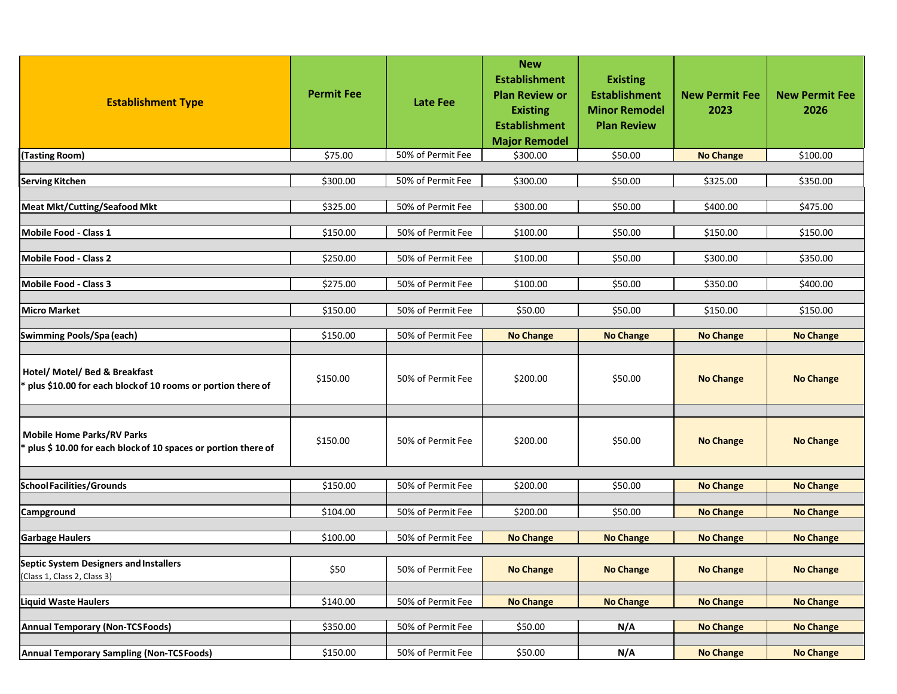| Establishment Type | Permit Fee | Late Fee | New Establishment Plan Review or Existing Establishment Major Remodel | Existing Establishment Minor Remodel Plan Review | New Permit Fee 2023 | New Permit Fee 2026 |
|---|---|---|---|---|---|---|
| (Tasting Room) | $75.00 | 50% of Permit Fee | $300.00 | $50.00 | No Change | $100.00 |
| Serving Kitchen | $300.00 | 50% of Permit Fee | $300.00 | $50.00 | $325.00 | $350.00 |
| Meat Mkt/Cutting/Seafood Mkt | $325.00 | 50% of Permit Fee | $300.00 | $50.00 | $400.00 | $475.00 |
| Mobile Food - Class 1 | $150.00 | 50% of Permit Fee | $100.00 | $50.00 | $150.00 | $150.00 |
| Mobile Food - Class 2 | $250.00 | 50% of Permit Fee | $100.00 | $50.00 | $300.00 | $350.00 |
| Mobile Food - Class 3 | $275.00 | 50% of Permit Fee | $100.00 | $50.00 | $350.00 | $400.00 |
| Micro Market | $150.00 | 50% of Permit Fee | $50.00 | $50.00 | $150.00 | $150.00 |
| Swimming Pools/Spa (each) | $150.00 | 50% of Permit Fee | No Change | No Change | No Change | No Change |
| Hotel/ Motel/ Bed & Breakfast<br>* plus $10.00 for each block of 10 rooms or portion there of | $150.00 | 50% of Permit Fee | $200.00 | $50.00 | No Change | No Change |
| Mobile Home Parks/RV Parks<br>* plus $ 10.00 for each block of 10 spaces or portion there of | $150.00 | 50% of Permit Fee | $200.00 | $50.00 | No Change | No Change |
| School Facilities/Grounds | $150.00 | 50% of Permit Fee | $200.00 | $50.00 | No Change | No Change |
| Campground | $104.00 | 50% of Permit Fee | $200.00 | $50.00 | No Change | No Change |
| Garbage Haulers | $100.00 | 50% of Permit Fee | No Change | No Change | No Change | No Change |
| Septic System Designers and Installers<br>(Class 1, Class 2, Class 3) | $50 | 50% of Permit Fee | No Change | No Change | No Change | No Change |
| Liquid Waste Haulers | $140.00 | 50% of Permit Fee | No Change | No Change | No Change | No Change |
| Annual Temporary (Non-TCS Foods) | $350.00 | 50% of Permit Fee | $50.00 | N/A | No Change | No Change |
| Annual Temporary Sampling (Non-TCS Foods) | $150.00 | 50% of Permit Fee | $50.00 | N/A | No Change | No Change |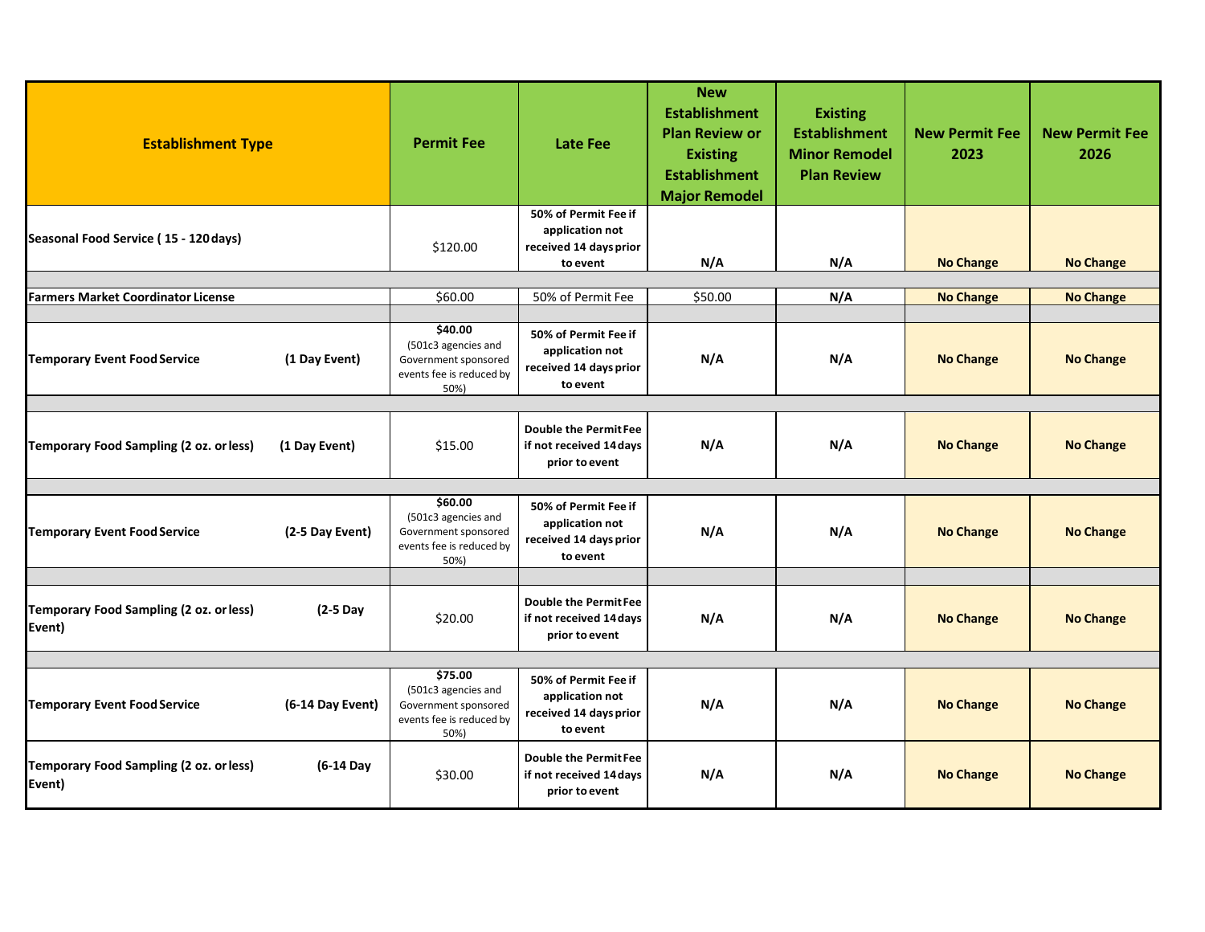| Establishment Type | Permit Fee | Late Fee | New Establishment Plan Review or Existing Establishment Major Remodel | Existing Establishment Minor Remodel Plan Review | New Permit Fee 2023 | New Permit Fee 2026 |
|---|---|---|---|---|---|---|
| **Seasonal Food Service ( 15 - 120 days)** | $120.00 | **50% of Permit Fee if application not received 14 days prior to event** | **N/A** | **N/A** | **No Change** | **No Change** |
| | | | | | | |
| **Farmers Market Coordinator License** | $60.00 | 50% of Permit Fee | $50.00 | **N/A** | **No Change** | **No Change** |
| | | | | | | |
| **Temporary Event Food Service (1 Day Event)** | **$40.00** (501c3 agencies and Government sponsored events fee is reduced by 50%) | **50% of Permit Fee if application not received 14 days prior to event** | **N/A** | **N/A** | **No Change** | **No Change** |
| | | | | | | |
| **Temporary Food Sampling (2 oz. or less) (1 Day Event)** | $15.00 | **Double the Permit Fee if not received 14 days prior to event** | **N/A** | **N/A** | **No Change** | **No Change** |
| | | | | | | |
| **Temporary Event Food Service (2-5 Day Event)** | **$60.00** (501c3 agencies and Government sponsored events fee is reduced by 50%) | **50% of Permit Fee if application not received 14 days prior to event** | **N/A** | **N/A** | **No Change** | **No Change** |
| | | | | | | |
| **Temporary Food Sampling (2 oz. or less) (2-5 Day Event)** | $20.00 | **Double the Permit Fee if not received 14 days prior to event** | **N/A** | **N/A** | **No Change** | **No Change** |
| | | | | | | |
| **Temporary Event Food Service (6-14 Day Event)** | **$75.00** (501c3 agencies and Government sponsored events fee is reduced by 50%) | **50% of Permit Fee if application not received 14 days prior to event** | **N/A** | **N/A** | **No Change** | **No Change** |
| **Temporary Food Sampling (2 oz. or less) (6-14 Day Event)** | $30.00 | **Double the Permit Fee if not received 14 days prior to event** | **N/A** | **N/A** | **No Change** | **No Change** |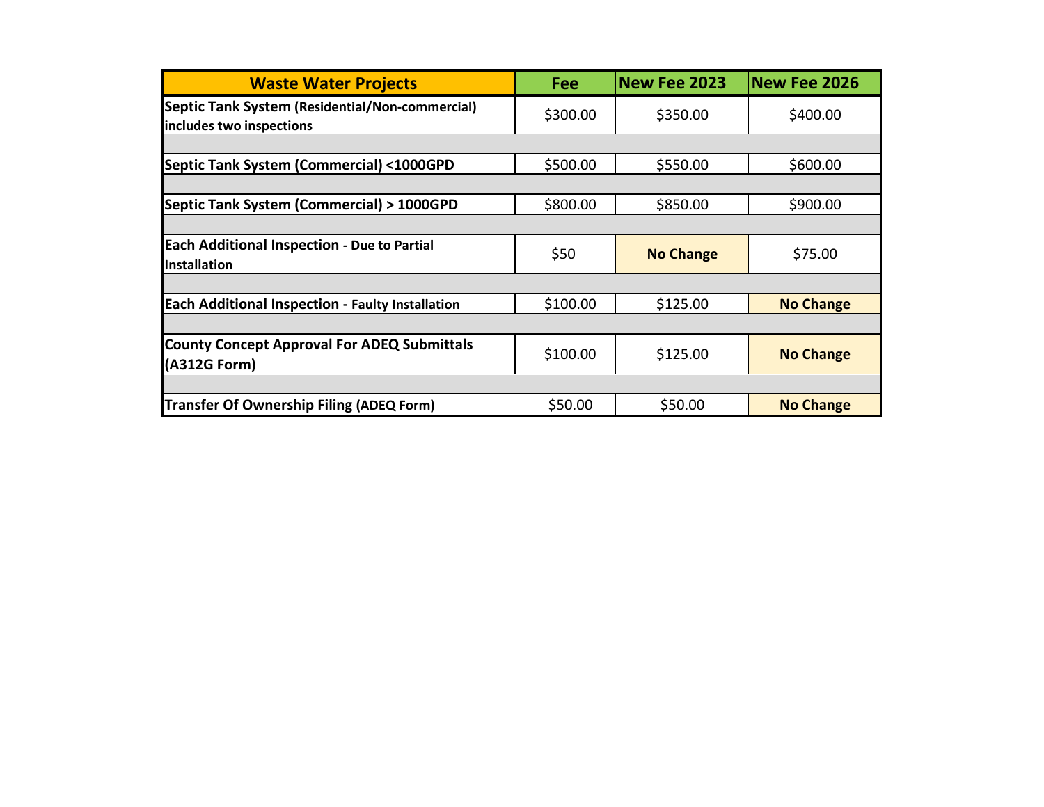| Waste Water Projects | Fee | New Fee 2023 | New Fee 2026 |
|---|---|---|---|
| **Septic Tank System (Residential/Non-commercial) includes two inspections** | $300.00 | $350.00 | $400.00 |
| | | | |
| **Septic Tank System (Commercial) <1000GPD** | $500.00 | $550.00 | $600.00 |
| | | | |
| **Septic Tank System (Commercial) > 1000GPD** | $800.00 | $850.00 | $900.00 |
| | | | |
| **Each Additional Inspection - Due to Partial Installation** | $50 | **No Change** | $75.00 |
| | | | |
| **Each Additional Inspection - Faulty Installation** | $100.00 | $125.00 | **No Change** |
| | | | |
| **County Concept Approval For ADEQ Submittals (A312G Form)** | $100.00 | $125.00 | **No Change** |
| | | | |
| **Transfer Of Ownership Filing (ADEQ Form)** | $50.00 | $50.00 | **No Change** |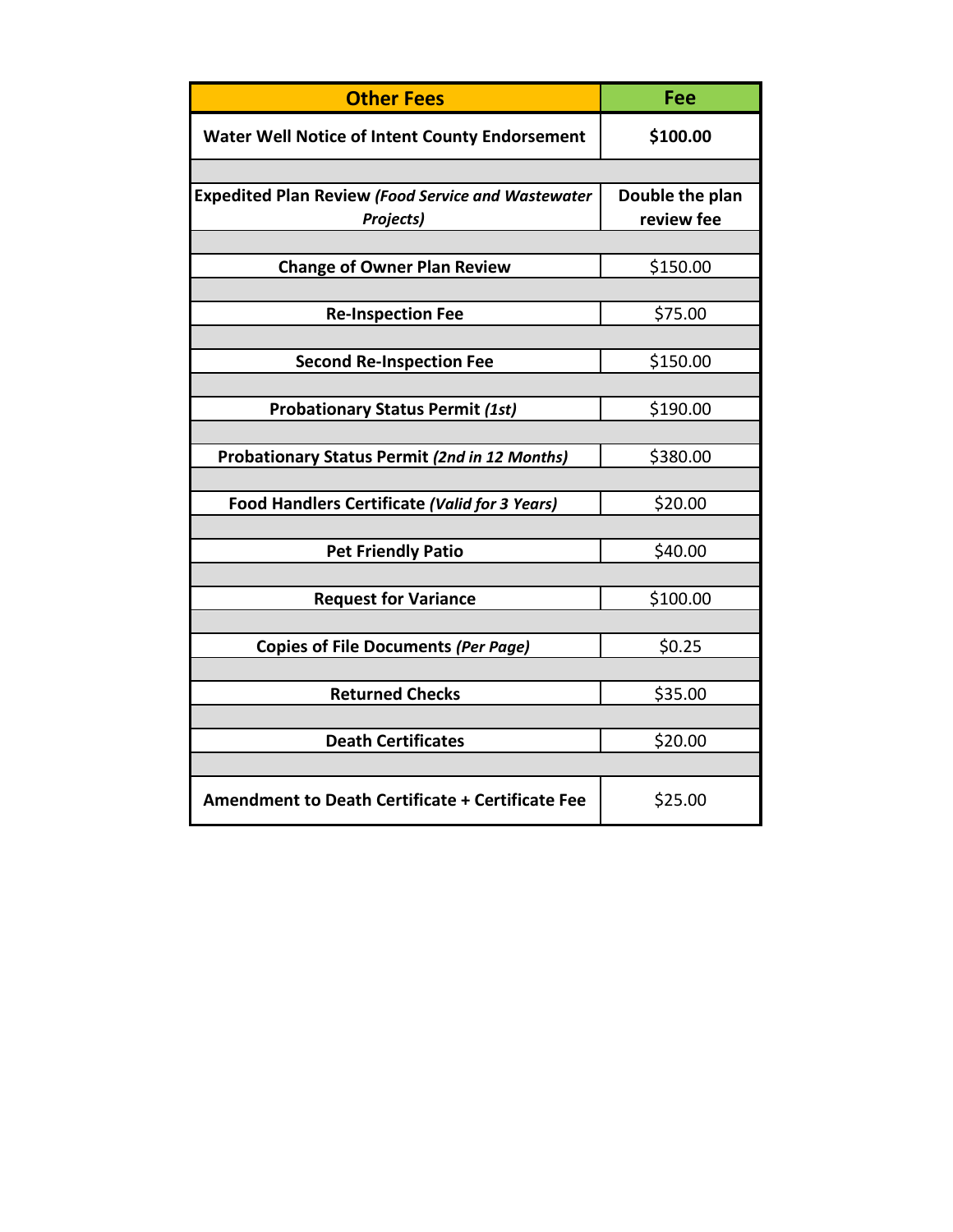| Other Fees | Fee |
|---|---|
| **Water Well Notice of Intent County Endorsement** | **$100.00** |
| **Expedited Plan Review** ***(Food Service and Wastewater Projects)*** | **Double the plan review fee** |
| **Change of Owner Plan Review** | $150.00 |
| **Re-Inspection Fee** | $75.00 |
| **Second Re-Inspection Fee** | $150.00 |
| **Probationary Status Permit** ***(1st)*** | $190.00 |
| **Probationary Status Permit** ***(2nd in 12 Months)*** | $380.00 |
| **Food Handlers Certificate** ***(Valid for 3 Years)*** | $20.00 |
| **Pet Friendly Patio** | $40.00 |
| **Request for Variance** | $100.00 |
| **Copies of File Documents** ***(Per Page)*** | $0.25 |
| **Returned Checks** | $35.00 |
| **Death Certificates** | $20.00 |
| **Amendment to Death Certificate + Certificate Fee** | $25.00 |